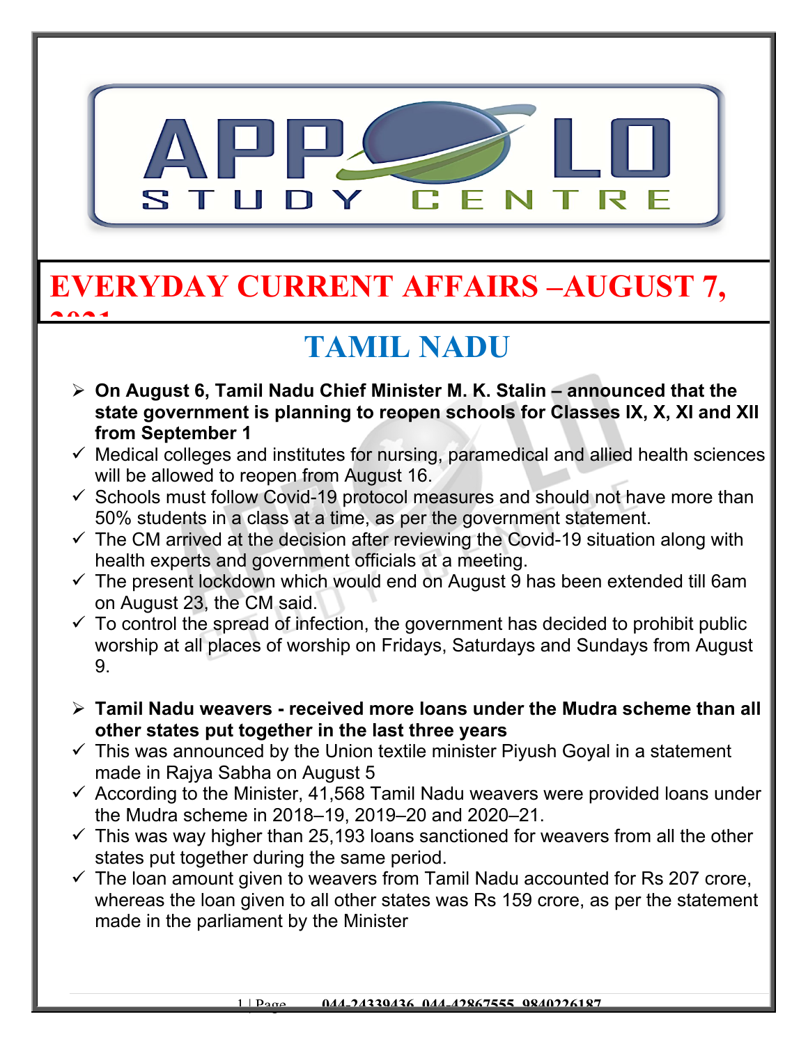# EVERYDAY CURRENT AFFAIRS –AUGUST 7, 2021

## TAMIL NADU

- **On August 6, Tamil Nadu Chief Minister M. K. Stalin – announced that the state government is planning to reopen schools for Classes IX, X, XI and XII from September 1**
  - ✓ Medical colleges and institutes for nursing, paramedical and allied health sciences will be allowed to reopen from August 16.
  - ✓ Schools must follow Covid-19 protocol measures and should not have more than 50% students in a class at a time, as per the government statement.
  - ✓ The CM arrived at the decision after reviewing the Covid-19 situation along with health experts and government officials at a meeting.
  - ✓ The present lockdown which would end on August 9 has been extended till 6am on August 23, the CM said.
  - ✓ To control the spread of infection, the government has decided to prohibit public worship at all places of worship on Fridays, Saturdays and Sundays from August 9.

- **Tamil Nadu weavers - received more loans under the Mudra scheme than all other states put together in the last three years**
  - ✓ This was announced by the Union textile minister Piyush Goyal in a statement made in Rajya Sabha on August 5
  - ✓ According to the Minister, 41,568 Tamil Nadu weavers were provided loans under the Mudra scheme in 2018–19, 2019–20 and 2020–21.
  - ✓ This was way higher than 25,193 loans sanctioned for weavers from all the other states put together during the same period.
  - ✓ The loan amount given to weavers from Tamil Nadu accounted for Rs 207 crore, whereas the loan given to all other states was Rs 159 crore, as per the statement made in the parliament by the Minister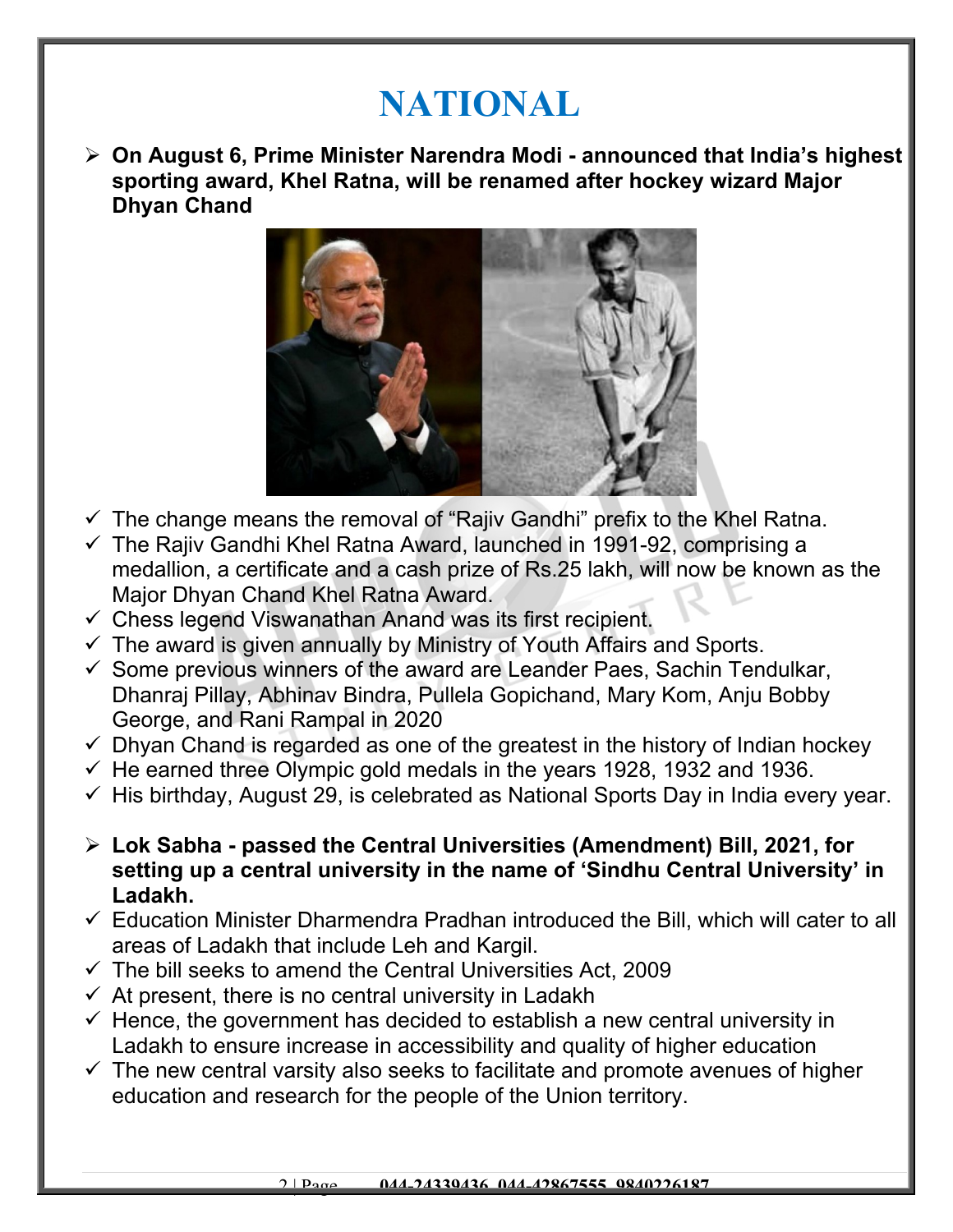# NATIONAL

- **On August 6, Prime Minister Narendra Modi - announced that India's highest sporting award, Khel Ratna, will be renamed after hockey wizard Major Dhyan Chand**

  - ✓ The change means the removal of "Rajiv Gandhi" prefix to the Khel Ratna.
  - ✓ The Rajiv Gandhi Khel Ratna Award, launched in 1991-92, comprising a medallion, a certificate and a cash prize of Rs.25 lakh, will now be known as the Major Dhyan Chand Khel Ratna Award.
  - ✓ Chess legend Viswanathan Anand was its first recipient.
  - ✓ The award is given annually by Ministry of Youth Affairs and Sports.
  - ✓ Some previous winners of the award are Leander Paes, Sachin Tendulkar, Dhanraj Pillay, Abhinav Bindra, Pullela Gopichand, Mary Kom, Anju Bobby George, and Rani Rampal in 2020
  - ✓ Dhyan Chand is regarded as one of the greatest in the history of Indian hockey
  - ✓ He earned three Olympic gold medals in the years 1928, 1932 and 1936.
  - ✓ His birthday, August 29, is celebrated as National Sports Day in India every year.

- **Lok Sabha - passed the Central Universities (Amendment) Bill, 2021, for setting up a central university in the name of 'Sindhu Central University' in Ladakh.**

  - ✓ Education Minister Dharmendra Pradhan introduced the Bill, which will cater to all areas of Ladakh that include Leh and Kargil.
  - ✓ The bill seeks to amend the Central Universities Act, 2009
  - ✓ At present, there is no central university in Ladakh
  - ✓ Hence, the government has decided to establish a new central university in Ladakh to ensure increase in accessibility and quality of higher education
  - ✓ The new central varsity also seeks to facilitate and promote avenues of higher education and research for the people of the Union territory.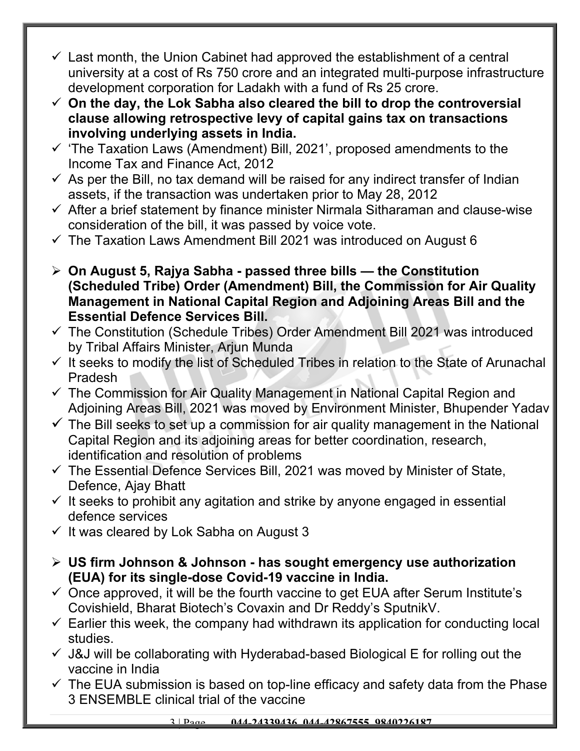- ✓ Last month, the Union Cabinet had approved the establishment of a central university at a cost of Rs 750 crore and an integrated multi-purpose infrastructure development corporation for Ladakh with a fund of Rs 25 crore.
- ✓ **On the day, the Lok Sabha also cleared the bill to drop the controversial clause allowing retrospective levy of capital gains tax on transactions involving underlying assets in India.**
- ✓ 'The Taxation Laws (Amendment) Bill, 2021', proposed amendments to the Income Tax and Finance Act, 2012
- ✓ As per the Bill, no tax demand will be raised for any indirect transfer of Indian assets, if the transaction was undertaken prior to May 28, 2012
- ✓ After a brief statement by finance minister Nirmala Sitharaman and clause-wise consideration of the bill, it was passed by voice vote.
- ✓ The Taxation Laws Amendment Bill 2021 was introduced on August 6

- ➢ **On August 5, Rajya Sabha - passed three bills — the Constitution (Scheduled Tribe) Order (Amendment) Bill, the Commission for Air Quality Management in National Capital Region and Adjoining Areas Bill and the Essential Defence Services Bill.**
- ✓ The Constitution (Schedule Tribes) Order Amendment Bill 2021 was introduced by Tribal Affairs Minister, Arjun Munda
- ✓ It seeks to modify the list of Scheduled Tribes in relation to the State of Arunachal Pradesh
- ✓ The Commission for Air Quality Management in National Capital Region and Adjoining Areas Bill, 2021 was moved by Environment Minister, Bhupender Yadav
- ✓ The Bill seeks to set up a commission for air quality management in the National Capital Region and its adjoining areas for better coordination, research, identification and resolution of problems
- ✓ The Essential Defence Services Bill, 2021 was moved by Minister of State, Defence, Ajay Bhatt
- ✓ It seeks to prohibit any agitation and strike by anyone engaged in essential defence services
- ✓ It was cleared by Lok Sabha on August 3

- ➢ **US firm Johnson & Johnson - has sought emergency use authorization (EUA) for its single-dose Covid-19 vaccine in India.**
- ✓ Once approved, it will be the fourth vaccine to get EUA after Serum Institute's Covishield, Bharat Biotech's Covaxin and Dr Reddy's SputnikV.
- ✓ Earlier this week, the company had withdrawn its application for conducting local studies.
- ✓ J&J will be collaborating with Hyderabad-based Biological E for rolling out the vaccine in India
- ✓ The EUA submission is based on top-line efficacy and safety data from the Phase 3 ENSEMBLE clinical trial of the vaccine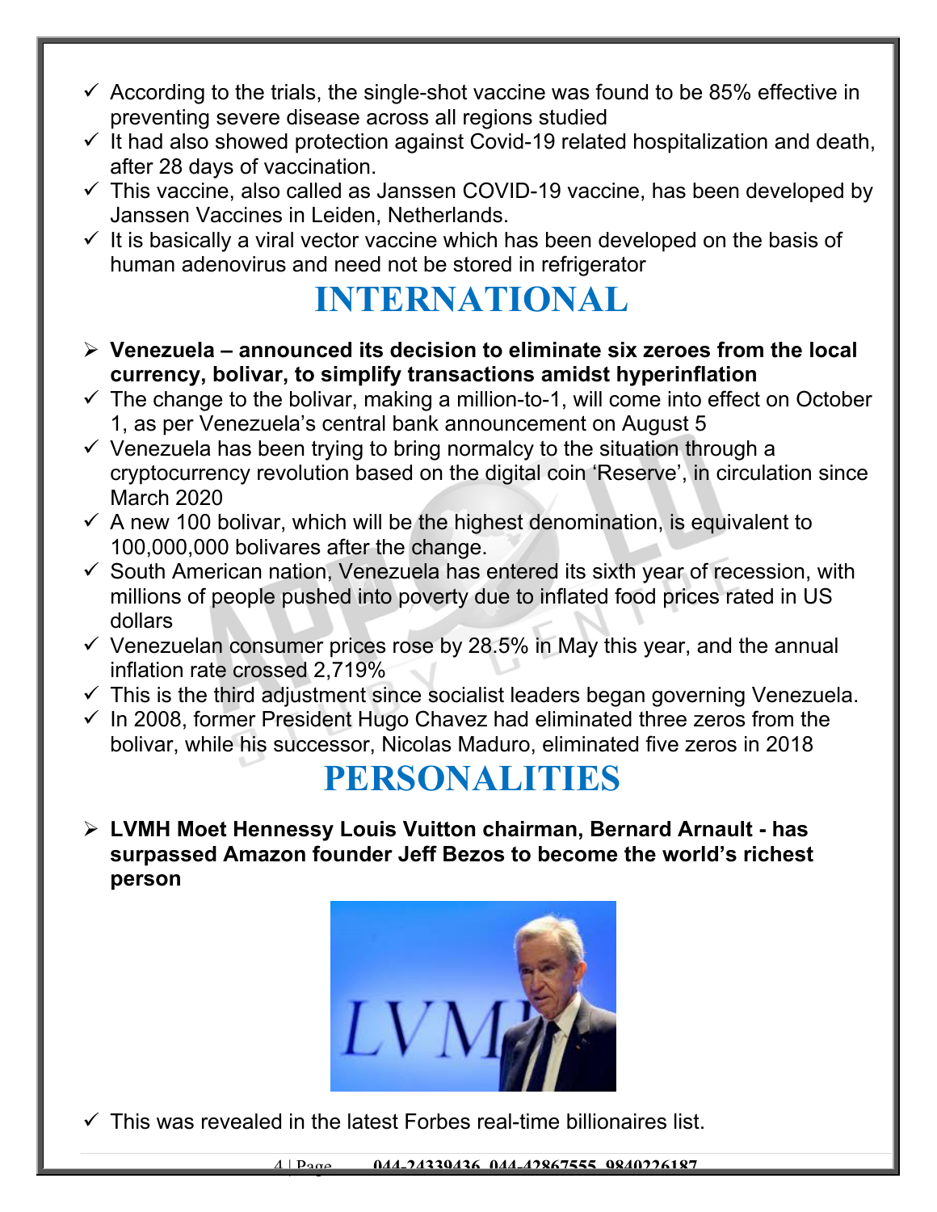- ✓ According to the trials, the single-shot vaccine was found to be 85% effective in preventing severe disease across all regions studied
- ✓ It had also showed protection against Covid-19 related hospitalization and death, after 28 days of vaccination.
- ✓ This vaccine, also called as Janssen COVID-19 vaccine, has been developed by Janssen Vaccines in Leiden, Netherlands.
- ✓ It is basically a viral vector vaccine which has been developed on the basis of human adenovirus and need not be stored in refrigerator

# INTERNATIONAL

- ➢ **Venezuela – announced its decision to eliminate six zeroes from the local currency, bolivar, to simplify transactions amidst hyperinflation**
- ✓ The change to the bolivar, making a million-to-1, will come into effect on October 1, as per Venezuela's central bank announcement on August 5
- ✓ Venezuela has been trying to bring normalcy to the situation through a cryptocurrency revolution based on the digital coin 'Reserve', in circulation since March 2020
- ✓ A new 100 bolivar, which will be the highest denomination, is equivalent to 100,000,000 bolivares after the change.
- ✓ South American nation, Venezuela has entered its sixth year of recession, with millions of people pushed into poverty due to inflated food prices rated in US dollars
- ✓ Venezuelan consumer prices rose by 28.5% in May this year, and the annual inflation rate crossed 2,719%
- ✓ This is the third adjustment since socialist leaders began governing Venezuela.
- ✓ In 2008, former President Hugo Chavez had eliminated three zeros from the bolivar, while his successor, Nicolas Maduro, eliminated five zeros in 2018

# PERSONALITIES

- ➢ **LVMH Moet Hennessy Louis Vuitton chairman, Bernard Arnault - has surpassed Amazon founder Jeff Bezos to become the world's richest person**
- ✓ This was revealed in the latest Forbes real-time billionaires list.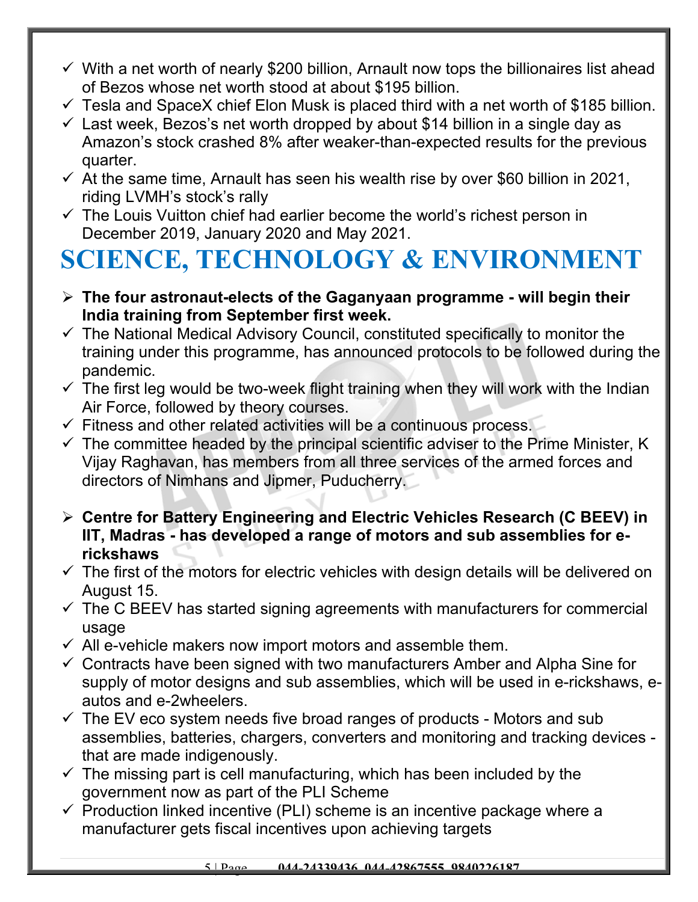- With a net worth of nearly $200 billion, Arnault now tops the billionaires list ahead of Bezos whose net worth stood at about $195 billion.
- Tesla and SpaceX chief Elon Musk is placed third with a net worth of $185 billion.
- Last week, Bezos's net worth dropped by about $14 billion in a single day as Amazon's stock crashed 8% after weaker-than-expected results for the previous quarter.
- At the same time, Arnault has seen his wealth rise by over $60 billion in 2021, riding LVMH's stock's rally
- The Louis Vuitton chief had earlier become the world's richest person in December 2019, January 2020 and May 2021.

# SCIENCE, TECHNOLOGY & ENVIRONMENT

- **The four astronaut-elects of the Gaganyaan programme - will begin their India training from September first week.**
- The National Medical Advisory Council, constituted specifically to monitor the training under this programme, has announced protocols to be followed during the pandemic.
- The first leg would be two-week flight training when they will work with the Indian Air Force, followed by theory courses.
- Fitness and other related activities will be a continuous process.
- The committee headed by the principal scientific adviser to the Prime Minister, K Vijay Raghavan, has members from all three services of the armed forces and directors of Nimhans and Jipmer, Puducherry.

- **Centre for Battery Engineering and Electric Vehicles Research (C BEEV) in IIT, Madras - has developed a range of motors and sub assemblies for e-rickshaws**
- The first of the motors for electric vehicles with design details will be delivered on August 15.
- The C BEEV has started signing agreements with manufacturers for commercial usage
- All e-vehicle makers now import motors and assemble them.
- Contracts have been signed with two manufacturers Amber and Alpha Sine for supply of motor designs and sub assemblies, which will be used in e-rickshaws, e-autos and e-2wheelers.
- The EV eco system needs five broad ranges of products - Motors and sub assemblies, batteries, chargers, converters and monitoring and tracking devices - that are made indigenously.
- The missing part is cell manufacturing, which has been included by the government now as part of the PLI Scheme
- Production linked incentive (PLI) scheme is an incentive package where a manufacturer gets fiscal incentives upon achieving targets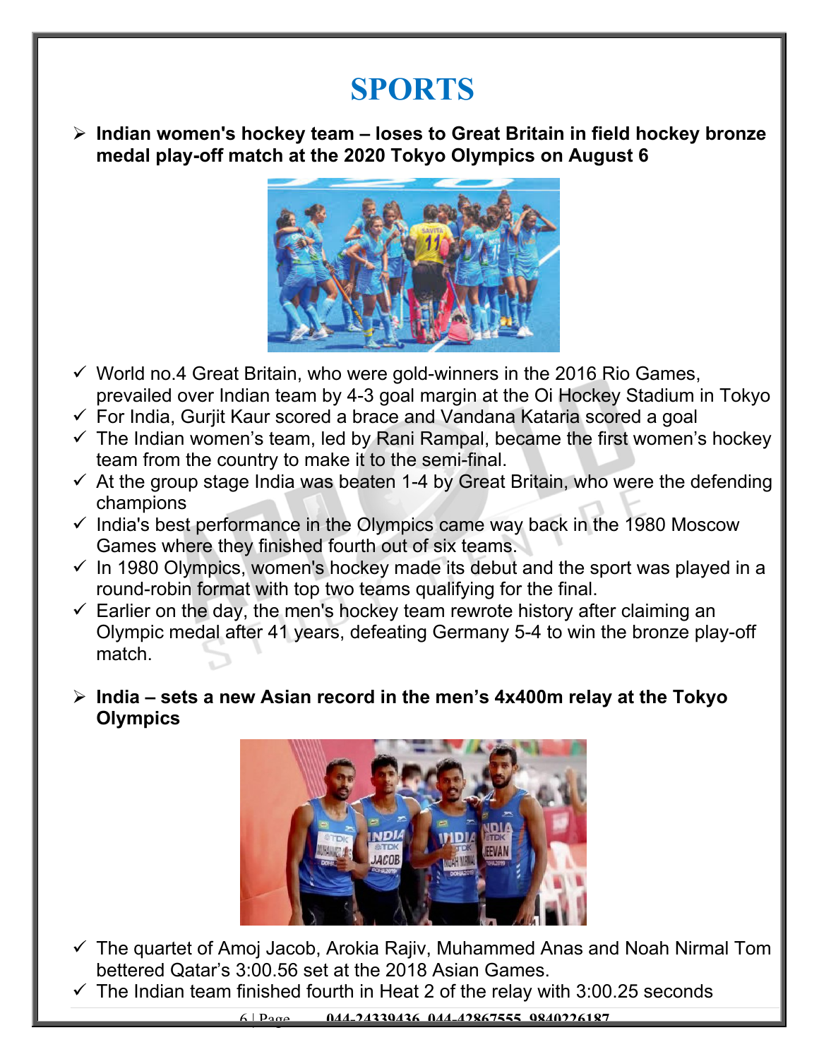# SPORTS

- **Indian women's hockey team – loses to Great Britain in field hockey bronze medal play-off match at the 2020 Tokyo Olympics on August 6**

  - ✓ World no.4 Great Britain, who were gold-winners in the 2016 Rio Games, prevailed over Indian team by 4-3 goal margin at the Oi Hockey Stadium in Tokyo
  - ✓ For India, Gurjit Kaur scored a brace and Vandana Kataria scored a goal
  - ✓ The Indian women's team, led by Rani Rampal, became the first women's hockey team from the country to make it to the semi-final.
  - ✓ At the group stage India was beaten 1-4 by Great Britain, who were the defending champions
  - ✓ India's best performance in the Olympics came way back in the 1980 Moscow Games where they finished fourth out of six teams.
  - ✓ In 1980 Olympics, women's hockey made its debut and the sport was played in a round-robin format with top two teams qualifying for the final.
  - ✓ Earlier on the day, the men's hockey team rewrote history after claiming an Olympic medal after 41 years, defeating Germany 5-4 to win the bronze play-off match.

- **India – sets a new Asian record in the men's 4x400m relay at the Tokyo Olympics**

  - ✓ The quartet of Amoj Jacob, Arokia Rajiv, Muhammed Anas and Noah Nirmal Tom bettered Qatar's 3:00.56 set at the 2018 Asian Games.
  - ✓ The Indian team finished fourth in Heat 2 of the relay with 3:00.25 seconds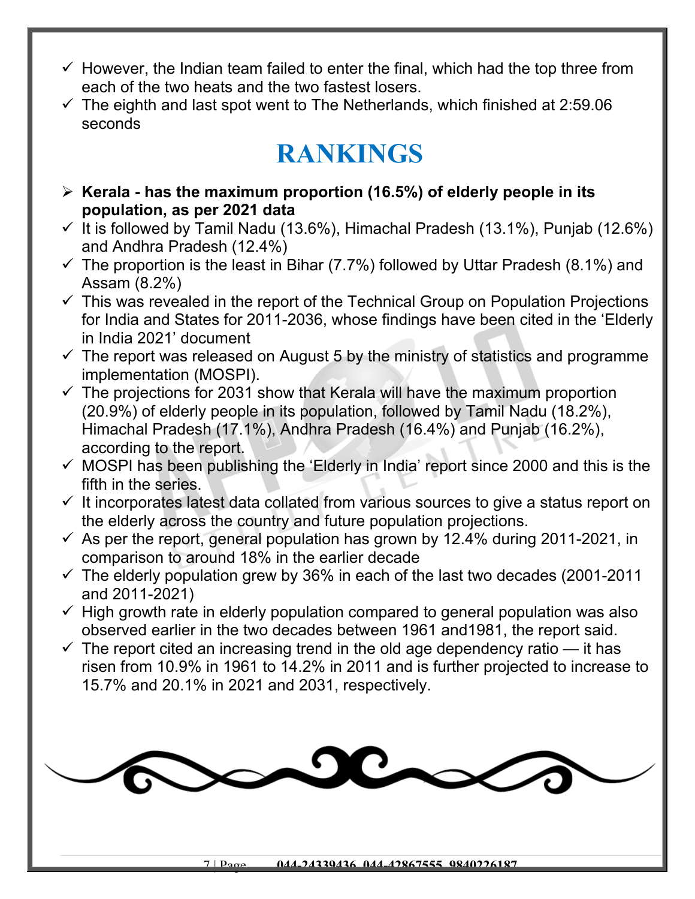- However, the Indian team failed to enter the final, which had the top three from each of the two heats and the two fastest losers.
- The eighth and last spot went to The Netherlands, which finished at 2:59.06 seconds

# RANKINGS

- **Kerala - has the maximum proportion (16.5%) of elderly people in its population, as per 2021 data**
- It is followed by Tamil Nadu (13.6%), Himachal Pradesh (13.1%), Punjab (12.6%) and Andhra Pradesh (12.4%)
- The proportion is the least in Bihar (7.7%) followed by Uttar Pradesh (8.1%) and Assam (8.2%)
- This was revealed in the report of the Technical Group on Population Projections for India and States for 2011-2036, whose findings have been cited in the 'Elderly in India 2021' document
- The report was released on August 5 by the ministry of statistics and programme implementation (MOSPI).
- The projections for 2031 show that Kerala will have the maximum proportion (20.9%) of elderly people in its population, followed by Tamil Nadu (18.2%), Himachal Pradesh (17.1%), Andhra Pradesh (16.4%) and Punjab (16.2%), according to the report.
- MOSPI has been publishing the 'Elderly in India' report since 2000 and this is the fifth in the series.
- It incorporates latest data collated from various sources to give a status report on the elderly across the country and future population projections.
- As per the report, general population has grown by 12.4% during 2011-2021, in comparison to around 18% in the earlier decade
- The elderly population grew by 36% in each of the last two decades (2001-2011 and 2011-2021)
- High growth rate in elderly population compared to general population was also observed earlier in the two decades between 1961 and1981, the report said.
- The report cited an increasing trend in the old age dependency ratio — it has risen from 10.9% in 1961 to 14.2% in 2011 and is further projected to increase to 15.7% and 20.1% in 2021 and 2031, respectively.